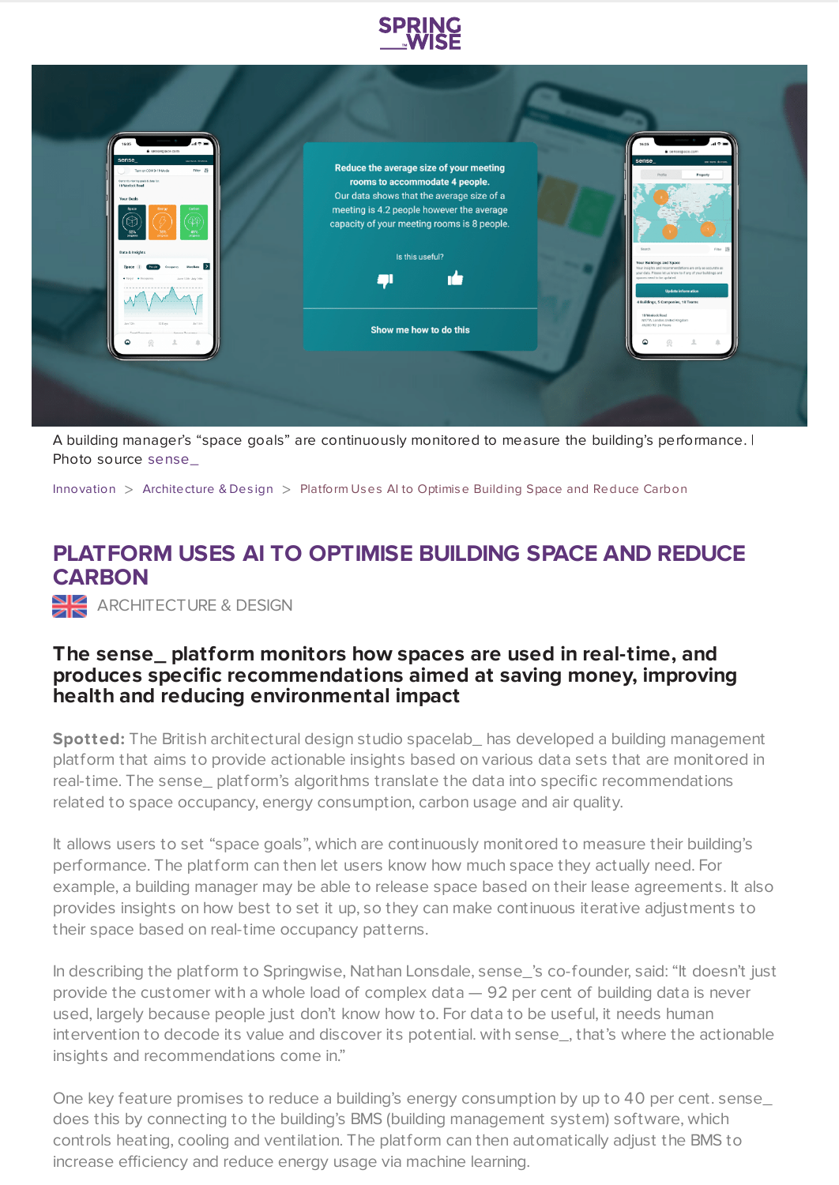A building manager's "space goals" are continuously monitored to measure the building's performance. | Photo source sense_

Innovation > Architecture & Design > Platform Uses AI to Optimise Building Space and Reduce Carbon

# PLATFORM USES AI TO OPTIMISE BUILDING SPACE AND REDUCE CARBON

ARCHITECTURE & DESIGN

## The sense_ platform monitors how spaces are used in real-time, and produces specific recommendations aimed at saving money, improving health and reducing environmental impact

**Spotted:** The British architectural design studio spacelab_ has developed a building management platform that aims to provide actionable insights based on various data sets that are monitored in real-time. The sense_ platform's algorithms translate the data into specific recommendations related to space occupancy, energy consumption, carbon usage and air quality.

It allows users to set "space goals", which are continuously monitored to measure their building's performance. The platform can then let users know how much space they actually need. For example, a building manager may be able to release space based on their lease agreements. It also provides insights on how best to set it up, so they can make continuous iterative adjustments to their space based on real-time occupancy patterns.

In describing the platform to Springwise, Nathan Lonsdale, sense_'s co-founder, said: "It doesn't just provide the customer with a whole load of complex data — 92 per cent of building data is never used, largely because people just don't know how to. For data to be useful, it needs human intervention to decode its value and discover its potential. with sense_, that's where the actionable insights and recommendations come in."

One key feature promises to reduce a building's energy consumption by up to 40 per cent. sense_ does this by connecting to the building's BMS (building management system) software, which controls heating, cooling and ventilation. The platform can then automatically adjust the BMS to increase efficiency and reduce energy usage via machine learning.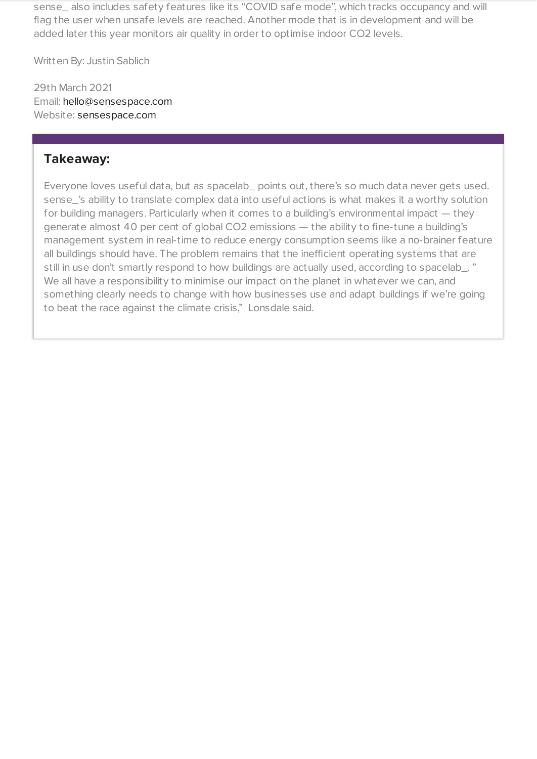sense_ also includes safety features like its "COVID safe mode", which tracks occupancy and will flag the user when unsafe levels are reached. Another mode that is in development and will be added later this year monitors air quality in order to optimise indoor $CO_2$ levels.

Written By: Justin Sablich

29th March 2021
Email: hello@sensespace.com
Website: sensespace.com

**Takeaway:**

Everyone loves useful data, but as spacelab_ points out, there's so much data never gets used. sense_'s ability to translate complex data into useful actions is what makes it a worthy solution for building managers. Particularly when it comes to a building's environmental impact — they generate almost 40 per cent of global $CO_2$ emissions — the ability to fine-tune a building's management system in real-time to reduce energy consumption seems like a no-brainer feature all buildings should have. The problem remains that the inefficient operating systems that are still in use don't smartly respond to how buildings are actually used, according to spacelab_. " We all have a responsibility to minimise our impact on the planet in whatever we can, and something clearly needs to change with how businesses use and adapt buildings if we're going to beat the race against the climate crisis," Lonsdale said.